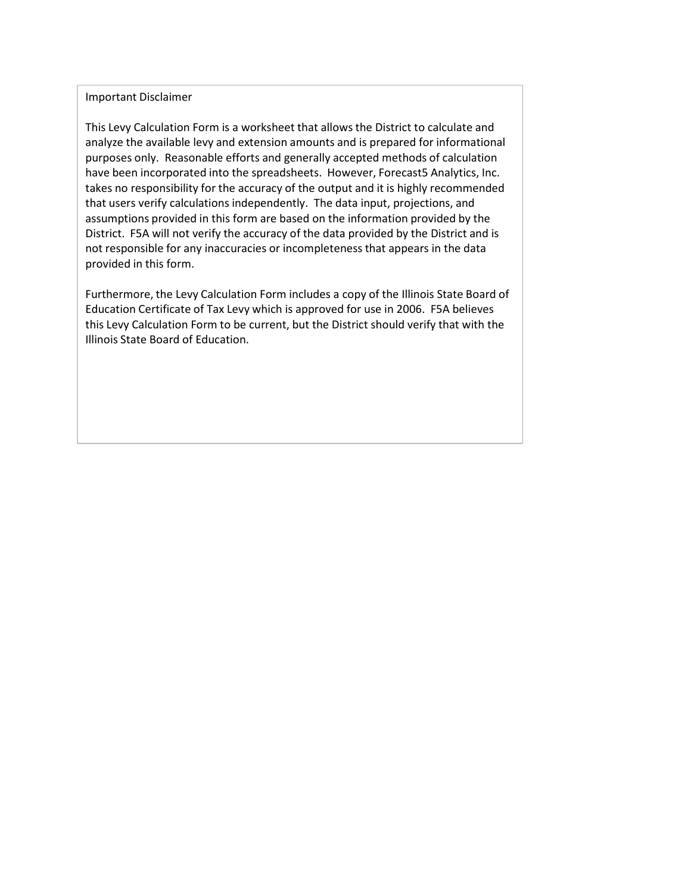Important Disclaimer

This Levy Calculation Form is a worksheet that allows the District to calculate and analyze the available levy and extension amounts and is prepared for informational purposes only. Reasonable efforts and generally accepted methods of calculation have been incorporated into the spreadsheets. However, Forecast5 Analytics, Inc. takes no responsibility for the accuracy of the output and it is highly recommended that users verify calculations independently. The data input, projections, and assumptions provided in this form are based on the information provided by the District. F5A will not verify the accuracy of the data provided by the District and is not responsible for any inaccuracies or incompleteness that appears in the data provided in this form.

Furthermore, the Levy Calculation Form includes a copy of the Illinois State Board of Education Certificate of Tax Levy which is approved for use in 2006. F5A believes this Levy Calculation Form to be current, but the District should verify that with the Illinois State Board of Education.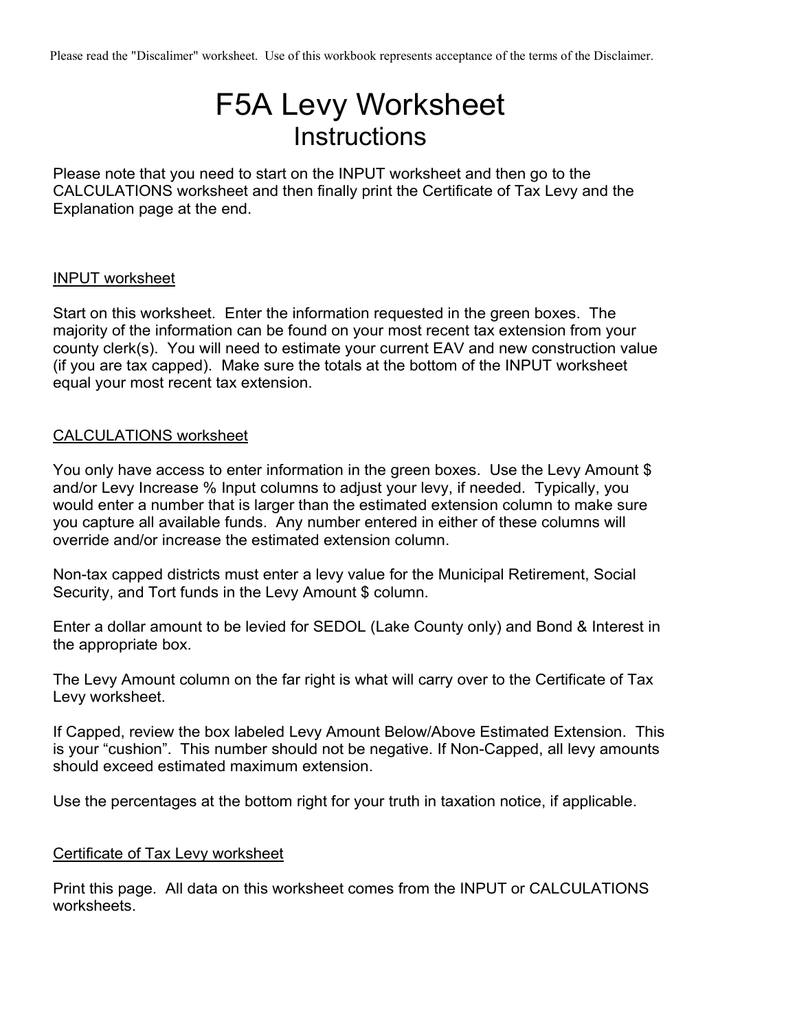Please read the "Discalimer" worksheet. Use of this workbook represents acceptance of the terms of the Disclaimer.

# F5A Levy Worksheet

## Instructions

Please note that you need to start on the INPUT worksheet and then go to the CALCULATIONS worksheet and then finally print the Certificate of Tax Levy and the Explanation page at the end.

<u>INPUT worksheet</u>

Start on this worksheet. Enter the information requested in the green boxes. The majority of the information can be found on your most recent tax extension from your county clerk(s). You will need to estimate your current EAV and new construction value (if you are tax capped). Make sure the totals at the bottom of the INPUT worksheet equal your most recent tax extension.

<u>CALCULATIONS worksheet</u>

You only have access to enter information in the green boxes. Use the Levy Amount $ and/or Levy Increase % Input columns to adjust your levy, if needed. Typically, you would enter a number that is larger than the estimated extension column to make sure you capture all available funds. Any number entered in either of these columns will override and/or increase the estimated extension column.

Non-tax capped districts must enter a levy value for the Municipal Retirement, Social Security, and Tort funds in the Levy Amount $ column.

Enter a dollar amount to be levied for SEDOL (Lake County only) and Bond & Interest in the appropriate box.

The Levy Amount column on the far right is what will carry over to the Certificate of Tax Levy worksheet.

If Capped, review the box labeled Levy Amount Below/Above Estimated Extension. This is your "cushion". This number should not be negative. If Non-Capped, all levy amounts should exceed estimated maximum extension.

Use the percentages at the bottom right for your truth in taxation notice, if applicable.

<u>Certificate of Tax Levy worksheet</u>

Print this page. All data on this worksheet comes from the INPUT or CALCULATIONS worksheets.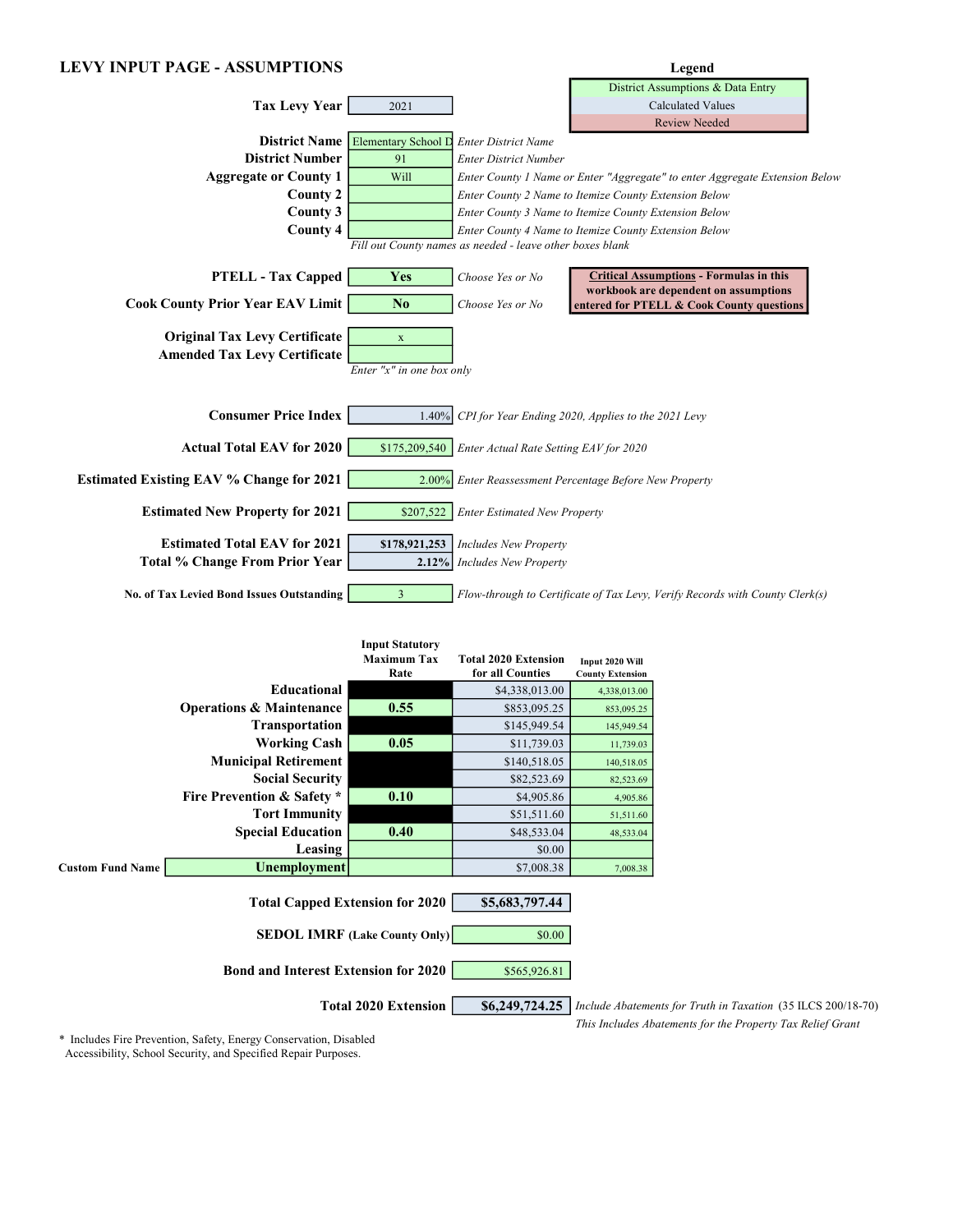## LEVY INPUT PAGE - ASSUMPTIONS

**Legend**

| |
|---|
| District Assumptions & Data Entry |
| Calculated Values |
| Review Needed |

| | | |
|---|---|---|
| **Tax Levy Year** | 2021 | |
| **District Name** | Elementary School D | *Enter District Name* |
| **District Number** | 91 | *Enter District Number* |
| **Aggregate or County 1** | Will | *Enter County 1 Name or Enter "Aggregate" to enter Aggregate Extension Below* |
| **County 2** | | *Enter County 2 Name to Itemize County Extension Below* |
| **County 3** | | *Enter County 3 Name to Itemize County Extension Below* |
| **County 4** | | *Enter County 4 Name to Itemize County Extension Below* |

*Fill out County names as needed - leave other boxes blank*

| | | |
|---|---|---|
| **PTELL - Tax Capped** | **Yes** | *Choose Yes or No* |
| **Cook County Prior Year EAV Limit** | **No** | *Choose Yes or No* |

**Critical Assumptions - Formulas in this workbook are dependent on assumptions entered for PTELL & Cook County questions**

| | |
|---|---|
| **Original Tax Levy Certificate** | x |
| **Amended Tax Levy Certificate** | |

*Enter "x" in one box only*

| | | |
|---|---|---|
| **Consumer Price Index** | 1.40% | *CPI for Year Ending 2020, Applies to the 2021 Levy* |
| **Actual Total EAV for 2020** | $175,209,540 | *Enter Actual Rate Setting EAV for 2020* |
| **Estimated Existing EAV % Change for 2021** | 2.00% | *Enter Reassessment Percentage Before New Property* |
| **Estimated New Property for 2021** | $207,522 | *Enter Estimated New Property* |
| **Estimated Total EAV for 2021** | **$178,921,253** | *Includes New Property* |
| **Total % Change From Prior Year** | **2.12%** | *Includes New Property* |
| **No. of Tax Levied Bond Issues Outstanding** | 3 | *Flow-through to Certificate of Tax Levy, Verify Records with County Clerk(s)* |

| | Input Statutory Maximum Tax Rate | Total 2020 Extension for all Counties | Input 2020 Will County Extension |
|---|---|---|---|
| **Educational** | | $4,338,013.00 | 4,338,013.00 |
| **Operations & Maintenance** | **0.55** | $853,095.25 | 853,095.25 |
| **Transportation** | | $145,949.54 | 145,949.54 |
| **Working Cash** | **0.05** | $11,739.03 | 11,739.03 |
| **Municipal Retirement** | | $140,518.05 | 140,518.05 |
| **Social Security** | | $82,523.69 | 82,523.69 |
| **Fire Prevention & Safety *** | **0.10** | $4,905.86 | 4,905.86 |
| **Tort Immunity** | | $51,511.60 | 51,511.60 |
| **Special Education** | **0.40** | $48,533.04 | 48,533.04 |
| **Leasing** | | $0.00 | |
| Custom Fund Name: **Unemployment** | | $7,008.38 | 7,008.38 |

| | |
|---|---|
| **Total Capped Extension for 2020** | **$5,683,797.44** |
| **SEDOL IMRF (Lake County Only)** | $0.00 |
| **Bond and Interest Extension for 2020** | $565,926.81 |
| **Total 2020 Extension** | **$6,249,724.25** |

*Include Abatements for Truth in Taxation* (35 ILCS 200/18-70)
*This Includes Abatements for the Property Tax Relief Grant*

\* Includes Fire Prevention, Safety, Energy Conservation, Disabled Accessibility, School Security, and Specified Repair Purposes.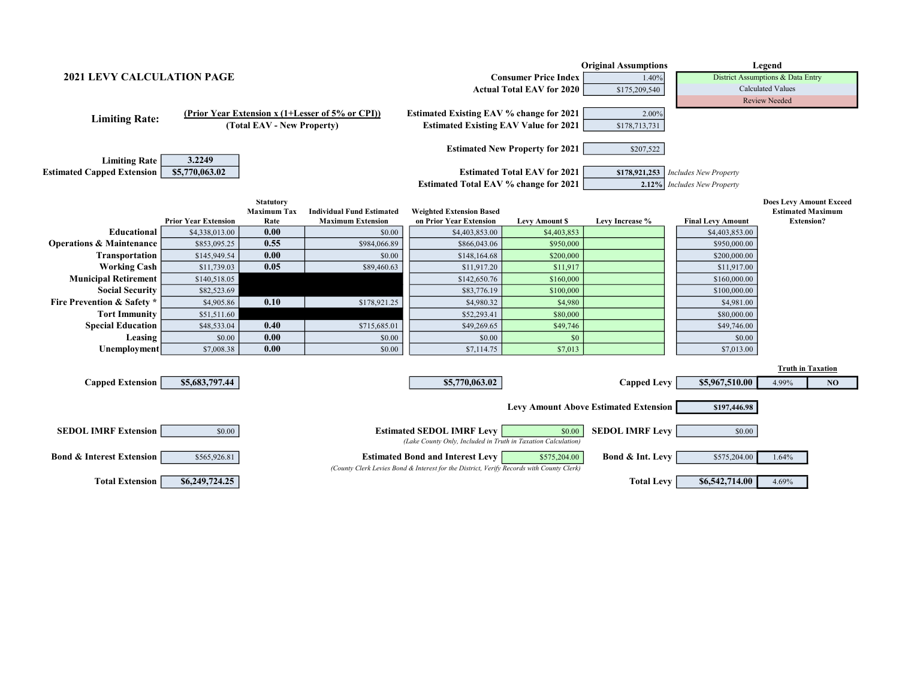## 2021 LEVY CALCULATION PAGE

| Original Assumptions | |
|---|---|
| Consumer Price Index | 1.40% |
| Actual Total EAV for 2020 | $175,209,540 |
| Estimated Existing EAV % change for 2021 | 2.00% |
| Estimated Existing EAV Value for 2021 | $178,713,731 |
| Estimated New Property for 2021 | $207,522 |
| Estimated Total EAV for 2021 | $178,921,253 *Includes New Property* |
| Estimated Total EAV % change for 2021 | 2.12% *Includes New Property* |

| Legend |
|---|
| District Assumptions & Data Entry |
| Calculated Values |
| Review Needed |

**Limiting Rate:** $\frac{\text{(Prior Year Extension x (1+Lesser of 5\% or CPI))}}{\text{(Total EAV - New Property)}}$

| | |
|---|---|
| **Limiting Rate** | 3.2249 |
| **Estimated Capped Extension** | $5,770,063.02 |

| | Prior Year Extension | Statutory Maximum Tax Rate | Individual Fund Estimated Maximum Extension | Weighted Extension Based on Prior Year Extension | Levy Amount $ | Levy Increase % | Final Levy Amount | Does Levy Amount Exceed Estimated Maximum Extension? |
|---|---|---|---|---|---|---|---|---|
| **Educational** | $4,338,013.00 | 0.00 | $0.00 | $4,403,853.00 | $4,403,853 | | $4,403,853.00 | |
| **Operations & Maintenance** | $853,095.25 | 0.55 | $984,066.89 | $866,043.06 | $950,000 | | $950,000.00 | |
| **Transportation** | $145,949.54 | 0.00 | $0.00 | $148,164.68 | $200,000 | | $200,000.00 | |
| **Working Cash** | $11,739.03 | 0.05 | $89,460.63 | $11,917.20 | $11,917 | | $11,917.00 | |
| **Municipal Retirement** | $140,518.05 | | | $142,650.76 | $160,000 | | $160,000.00 | |
| **Social Security** | $82,523.69 | | | $83,776.19 | $100,000 | | $100,000.00 | |
| **Fire Prevention & Safety *** | $4,905.86 | 0.10 | $178,921.25 | $4,980.32 | $4,980 | | $4,981.00 | |
| **Tort Immunity** | $51,511.60 | | | $52,293.41 | $80,000 | | $80,000.00 | |
| **Special Education** | $48,533.04 | 0.40 | $715,685.01 | $49,269.65 | $49,746 | | $49,746.00 | |
| **Leasing** | $0.00 | 0.00 | $0.00 | $0.00 | $0 | | $0.00 | |
| **Unemployment** | $7,008.38 | 0.00 | $0.00 | $7,114.75 | $7,013 | | $7,013.00 | |

| | | | | | | Truth in Taxation |
|---|---|---|---|---|---|---|
| **Capped Extension** | $5,683,797.44 | $5,770,063.02 | **Capped Levy** | $5,967,510.00 | 4.99% | NO |
| | | | **Levy Amount Above Estimated Extension** | $197,446.98 | | |
| **SEDOL IMRF Extension** | $0.00 | **Estimated SEDOL IMRF Levy** $0.00 *(Lake County Only, Included in Truth in Taxation Calculation)* | **SEDOL IMRF Levy** | $0.00 | | |
| **Bond & Interest Extension** | $565,926.81 | **Estimated Bond and Interest Levy** $575,204.00 *(County Clerk Levies Bond & Interest for the District, Verify Records with County Clerk)* | **Bond & Int. Levy** | $575,204.00 | 1.64% | |
| **Total Extension** | $6,249,724.25 | | **Total Levy** | $6,542,714.00 | 4.69% | |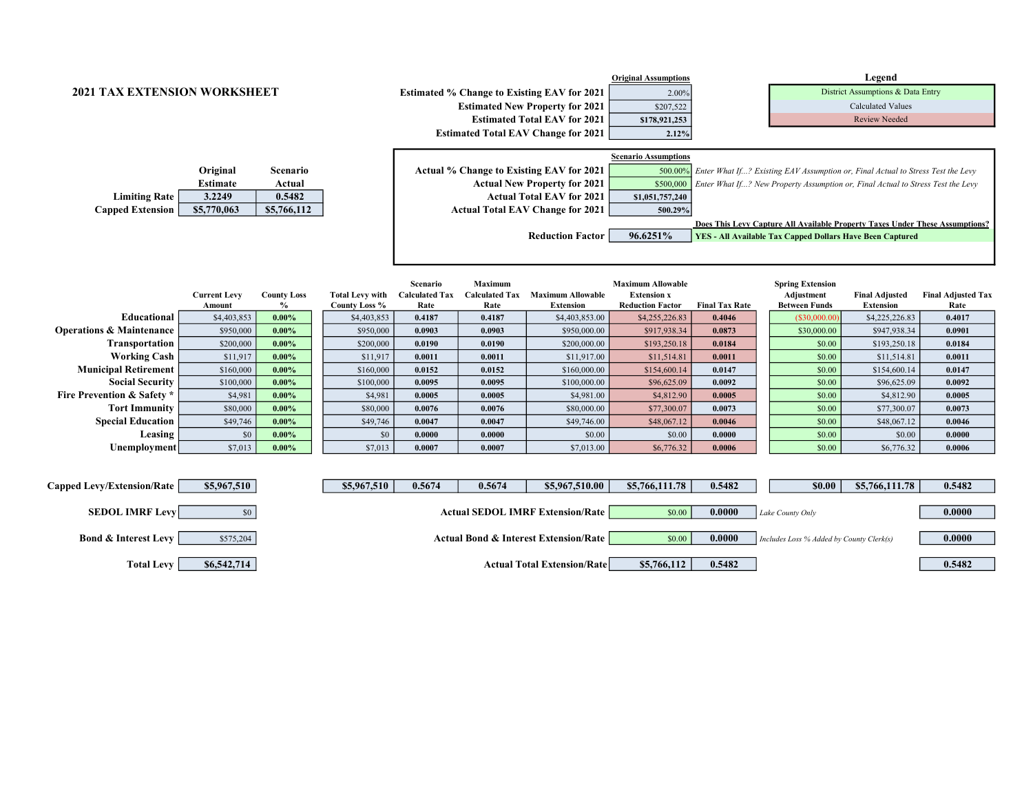# 2021 TAX EXTENSION WORKSHEET

| | Original Assumptions |
|---|---|
| Estimated % Change to Existing EAV for 2021 | 2.00% |
| Estimated New Property for 2021 | $207,522 |
| Estimated Total EAV for 2021 | $178,921,253 |
| Estimated Total EAV Change for 2021 | 2.12% |

**Legend**

| Legend |
|---|
| District Assumptions & Data Entry |
| Calculated Values |
| Review Needed |

| | Original Estimate | Scenario Actual |
|---|---|---|
| Limiting Rate | 3.2249 | 0.5482 |
| Capped Extension | $5,770,063 | $5,766,112 |

| | Scenario Assumptions | |
|---|---|---|
| Actual % Change to Existing EAV for 2021 | 500.00% | *Enter What If...? Existing EAV Assumption or, Final Actual to Stress Test the Levy* |
| Actual New Property for 2021 | $500,000 | *Enter What If...? New Property Assumption or, Final Actual to Stress Test the Levy* |
| Actual Total EAV for 2021 | $1,051,757,240 | |
| Actual Total EAV Change for 2021 | 500.29% | |
| | | **Does This Levy Capture All Available Property Taxes Under These Assumptions?** |
| Reduction Factor | 96.6251% | YES - All Available Tax Capped Dollars Have Been Captured |

| | Current Levy Amount | County Loss % | Total Levy with County Loss % | Scenario Calculated Tax Rate | Maximum Calculated Tax Rate | Maximum Allowable Extension | Maximum Allowable Extension x Reduction Factor | Final Tax Rate | Spring Extension Adjustment Between Funds | Final Adjusted Extension | Final Adjusted Tax Rate |
|---|---|---|---|---|---|---|---|---|---|---|---|
| Educational | $4,403,853 | 0.00% | $4,403,853 | 0.4187 | 0.4187 | $4,403,853.00 | $4,255,226.83 | 0.4046 | ($30,000.00) | $4,225,226.83 | 0.4017 |
| Operations & Maintenance | $950,000 | 0.00% | $950,000 | 0.0903 | 0.0903 | $950,000.00 | $917,938.34 | 0.0873 | $30,000.00 | $947,938.34 | 0.0901 |
| Transportation | $200,000 | 0.00% | $200,000 | 0.0190 | 0.0190 | $200,000.00 | $193,250.18 | 0.0184 | $0.00 | $193,250.18 | 0.0184 |
| Working Cash | $11,917 | 0.00% | $11,917 | 0.0011 | 0.0011 | $11,917.00 | $11,514.81 | 0.0011 | $0.00 | $11,514.81 | 0.0011 |
| Municipal Retirement | $160,000 | 0.00% | $160,000 | 0.0152 | 0.0152 | $160,000.00 | $154,600.14 | 0.0147 | $0.00 | $154,600.14 | 0.0147 |
| Social Security | $100,000 | 0.00% | $100,000 | 0.0095 | 0.0095 | $100,000.00 | $96,625.09 | 0.0092 | $0.00 | $96,625.09 | 0.0092 |
| Fire Prevention & Safety * | $4,981 | 0.00% | $4,981 | 0.0005 | 0.0005 | $4,981.00 | $4,812.90 | 0.0005 | $0.00 | $4,812.90 | 0.0005 |
| Tort Immunity | $80,000 | 0.00% | $80,000 | 0.0076 | 0.0076 | $80,000.00 | $77,300.07 | 0.0073 | $0.00 | $77,300.07 | 0.0073 |
| Special Education | $49,746 | 0.00% | $49,746 | 0.0047 | 0.0047 | $49,746.00 | $48,067.12 | 0.0046 | $0.00 | $48,067.12 | 0.0046 |
| Leasing | $0 | 0.00% | $0 | 0.0000 | 0.0000 | $0.00 | $0.00 | 0.0000 | $0.00 | $0.00 | 0.0000 |
| Unemployment | $7,013 | 0.00% | $7,013 | 0.0007 | 0.0007 | $7,013.00 | $6,776.32 | 0.0006 | $0.00 | $6,776.32 | 0.0006 |
| Capped Levy/Extension/Rate | $5,967,510 | | $5,967,510 | 0.5674 | 0.5674 | $5,967,510.00 | $5,766,111.78 | 0.5482 | $0.00 | $5,766,111.78 | 0.5482 |

| | | | | |
|---|---|---|---|---|
| SEDOL IMRF Levy | $0 | Actual SEDOL IMRF Extension/Rate | $0.00 | 0.0000 | *Lake County Only* | 0.0000 |
| Bond & Interest Levy | $575,204 | Actual Bond & Interest Extension/Rate | $0.00 | 0.0000 | *Includes Loss % Added by County Clerk(s)* | 0.0000 |
| Total Levy | $6,542,714 | Actual Total Extension/Rate | $5,766,112 | 0.5482 | | 0.5482 |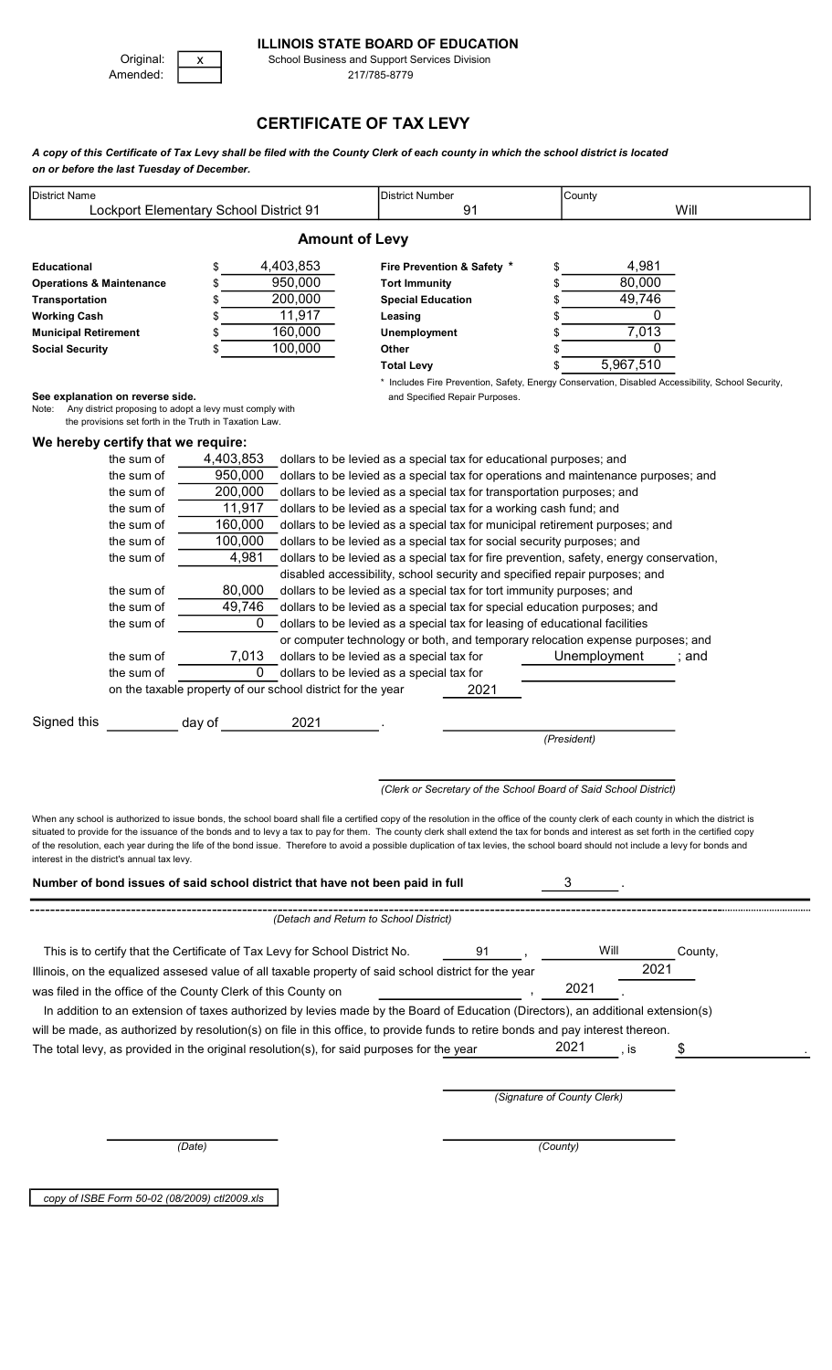Original: [x]
Amended: [ ]

**ILLINOIS STATE BOARD OF EDUCATION**
School Business and Support Services Division
217/785-8779

# CERTIFICATE OF TAX LEVY

***A copy of this Certificate of Tax Levy shall be filed with the County Clerk of each county in which the school district is located on or before the last Tuesday of December.***

| District Name | District Number | County |
|---|---|---|
| Lockport Elementary School District 91 | 91 | Will |

## Amount of Levy

| | | | |
|---|---|---|---|
| **Educational** | $ 4,403,853 | **Fire Prevention & Safety \*** | $ 4,981 |
| **Operations & Maintenance** | $ 950,000 | **Tort Immunity** | $ 80,000 |
| **Transportation** | $ 200,000 | **Special Education** | $ 49,746 |
| **Working Cash** | $ 11,917 | **Leasing** | $ 0 |
| **Municipal Retirement** | $ 160,000 | **Unemployment** | $ 7,013 |
| **Social Security** | $ 100,000 | **Other** | $ 0 |
| | | **Total Levy** | $ 5,967,510 |

\* Includes Fire Prevention, Safety, Energy Conservation, Disabled Accessibility, School Security, and Specified Repair Purposes.

**See explanation on reverse side.**
Note: Any district proposing to adopt a levy must comply with the provisions set forth in the Truth in Taxation Law.

**We hereby certify that we require:**

the sum of 4,403,853 dollars to be levied as a special tax for educational purposes; and
the sum of 950,000 dollars to be levied as a special tax for operations and maintenance purposes; and
the sum of 200,000 dollars to be levied as a special tax for transportation purposes; and
the sum of 11,917 dollars to be levied as a special tax for a working cash fund; and
the sum of 160,000 dollars to be levied as a special tax for municipal retirement purposes; and
the sum of 100,000 dollars to be levied as a special tax for social security purposes; and
the sum of 4,981 dollars to be levied as a special tax for fire prevention, safety, energy conservation, disabled accessibility, school security and specified repair purposes; and
the sum of 80,000 dollars to be levied as a special tax for tort immunity purposes; and
the sum of 49,746 dollars to be levied as a special tax for special education purposes; and
the sum of 0 dollars to be levied as a special tax for leasing of educational facilities or computer technology or both, and temporary relocation expense purposes; and
the sum of 7,013 dollars to be levied as a special tax for Unemployment ; and
the sum of 0 dollars to be levied as a special tax for ________
on the taxable property of our school district for the year 2021

Signed this ________ day of ________ 2021 .

________________________
*(President)*

________________________
*(Clerk or Secretary of the School Board of Said School District)*

When any school is authorized to issue bonds, the school board shall file a certified copy of the resolution in the office of the county clerk of each county in which the district is situated to provide for the issuance of the bonds and to levy a tax to pay for them. The county clerk shall extend the tax for bonds and interest as set forth in the certified copy of the resolution, each year during the life of the bond issue. Therefore to avoid a possible duplication of tax levies, the school board should not include a levy for bonds and interest in the district's annual tax levy.

**Number of bond issues of said school district that have not been paid in full** 3 .

*(Detach and Return to School District)*

This is to certify that the Certificate of Tax Levy for School District No. 91 , Will County, Illinois, on the equalized assesed value of all taxable property of said school district for the year 2021 was filed in the office of the County Clerk of this County on ________ , 2021 .

In addition to an extension of taxes authorized by levies made by the Board of Education (Directors), an additional extension(s) will be made, as authorized by resolution(s) on file in this office, to provide funds to retire bonds and pay interest thereon. The total levy, as provided in the original resolution(s), for said purposes for the year 2021 , is $ ________ .

________________________
*(Signature of County Clerk)*

________________________
*(Date)*

________________________
*(County)*

*copy of ISBE Form 50-02 (08/2009) ctl2009.xls*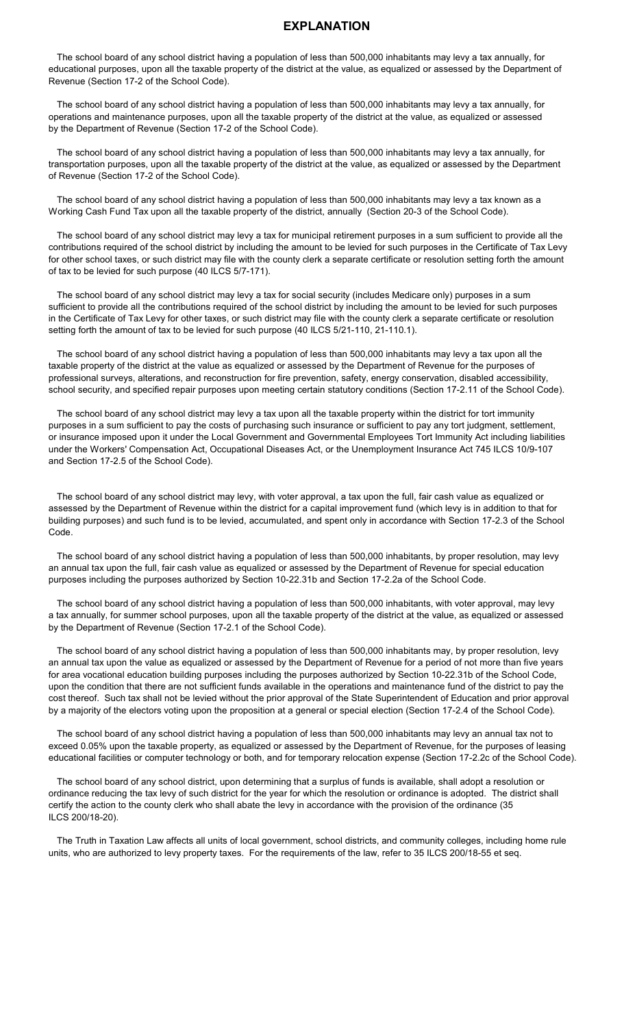# EXPLANATION

The school board of any school district having a population of less than 500,000 inhabitants may levy a tax annually, for educational purposes, upon all the taxable property of the district at the value, as equalized or assessed by the Department of Revenue (Section 17-2 of the School Code).

The school board of any school district having a population of less than 500,000 inhabitants may levy a tax annually, for operations and maintenance purposes, upon all the taxable property of the district at the value, as equalized or assessed by the Department of Revenue (Section 17-2 of the School Code).

The school board of any school district having a population of less than 500,000 inhabitants may levy a tax annually, for transportation purposes, upon all the taxable property of the district at the value, as equalized or assessed by the Department of Revenue (Section 17-2 of the School Code).

The school board of any school district having a population of less than 500,000 inhabitants may levy a tax known as a Working Cash Fund Tax upon all the taxable property of the district, annually (Section 20-3 of the School Code).

The school board of any school district may levy a tax for municipal retirement purposes in a sum sufficient to provide all the contributions required of the school district by including the amount to be levied for such purposes in the Certificate of Tax Levy for other school taxes, or such district may file with the county clerk a separate certificate or resolution setting forth the amount of tax to be levied for such purpose (40 ILCS 5/7-171).

The school board of any school district may levy a tax for social security (includes Medicare only) purposes in a sum sufficient to provide all the contributions required of the school district by including the amount to be levied for such purposes in the Certificate of Tax Levy for other taxes, or such district may file with the county clerk a separate certificate or resolution setting forth the amount of tax to be levied for such purpose (40 ILCS 5/21-110, 21-110.1).

The school board of any school district having a population of less than 500,000 inhabitants may levy a tax upon all the taxable property of the district at the value as equalized or assessed by the Department of Revenue for the purposes of professional surveys, alterations, and reconstruction for fire prevention, safety, energy conservation, disabled accessibility, school security, and specified repair purposes upon meeting certain statutory conditions (Section 17-2.11 of the School Code).

The school board of any school district may levy a tax upon all the taxable property within the district for tort immunity purposes in a sum sufficient to pay the costs of purchasing such insurance or sufficient to pay any tort judgment, settlement, or insurance imposed upon it under the Local Government and Governmental Employees Tort Immunity Act including liabilities under the Workers' Compensation Act, Occupational Diseases Act, or the Unemployment Insurance Act 745 ILCS 10/9-107 and Section 17-2.5 of the School Code).

The school board of any school district may levy, with voter approval, a tax upon the full, fair cash value as equalized or assessed by the Department of Revenue within the district for a capital improvement fund (which levy is in addition to that for building purposes) and such fund is to be levied, accumulated, and spent only in accordance with Section 17-2.3 of the School Code.

The school board of any school district having a population of less than 500,000 inhabitants, by proper resolution, may levy an annual tax upon the full, fair cash value as equalized or assessed by the Department of Revenue for special education purposes including the purposes authorized by Section 10-22.31b and Section 17-2.2a of the School Code.

The school board of any school district having a population of less than 500,000 inhabitants, with voter approval, may levy a tax annually, for summer school purposes, upon all the taxable property of the district at the value, as equalized or assessed by the Department of Revenue (Section 17-2.1 of the School Code).

The school board of any school district having a population of less than 500,000 inhabitants may, by proper resolution, levy an annual tax upon the value as equalized or assessed by the Department of Revenue for a period of not more than five years for area vocational education building purposes including the purposes authorized by Section 10-22.31b of the School Code, upon the condition that there are not sufficient funds available in the operations and maintenance fund of the district to pay the cost thereof. Such tax shall not be levied without the prior approval of the State Superintendent of Education and prior approval by a majority of the electors voting upon the proposition at a general or special election (Section 17-2.4 of the School Code).

The school board of any school district having a population of less than 500,000 inhabitants may levy an annual tax not to exceed 0.05% upon the taxable property, as equalized or assessed by the Department of Revenue, for the purposes of leasing educational facilities or computer technology or both, and for temporary relocation expense (Section 17-2.2c of the School Code).

The school board of any school district, upon determining that a surplus of funds is available, shall adopt a resolution or ordinance reducing the tax levy of such district for the year for which the resolution or ordinance is adopted. The district shall certify the action to the county clerk who shall abate the levy in accordance with the provision of the ordinance (35 ILCS 200/18-20).

The Truth in Taxation Law affects all units of local government, school districts, and community colleges, including home rule units, who are authorized to levy property taxes. For the requirements of the law, refer to 35 ILCS 200/18-55 et seq.